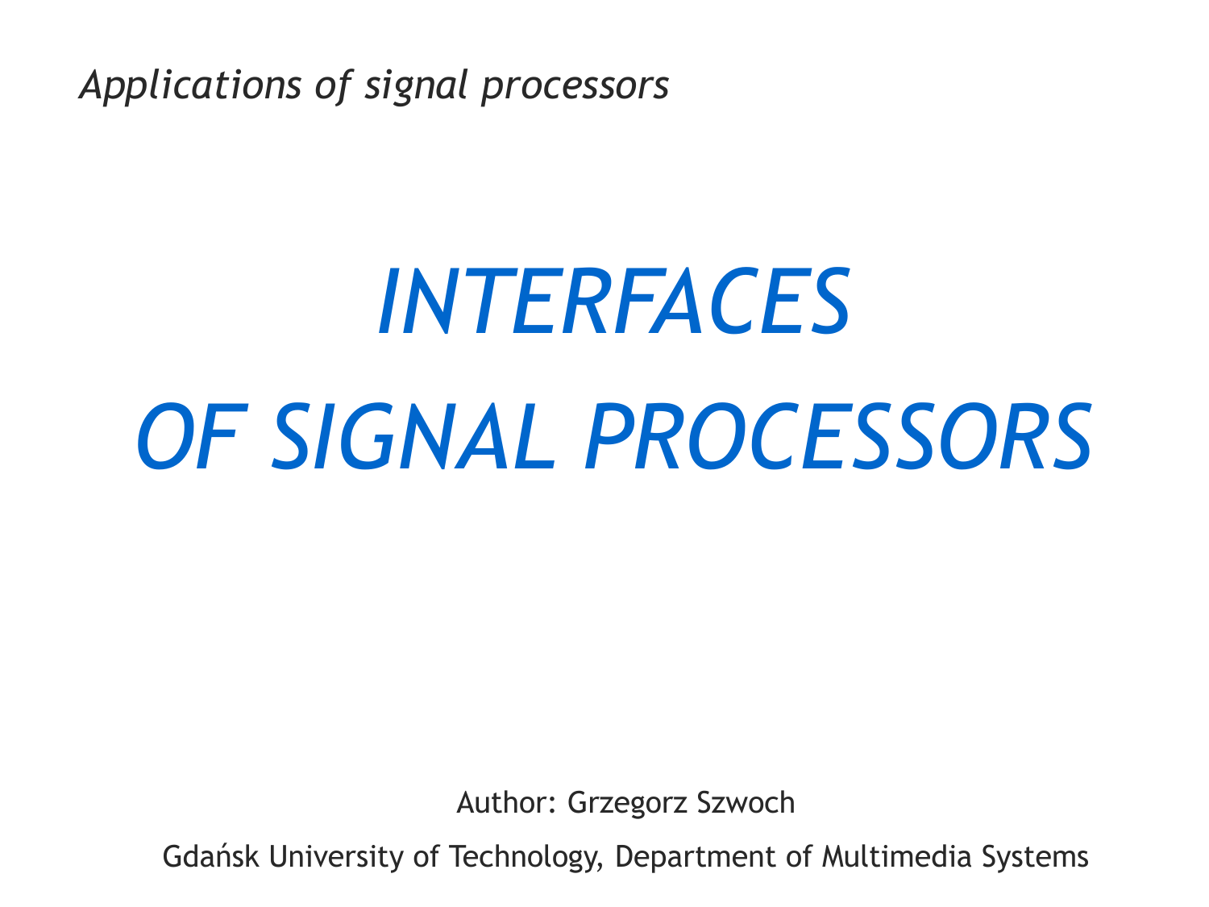*Applications of signal processors*

# *INTERFACES OF SIGNAL PROCESSORS*

Author: Grzegorz Szwoch

Gdańsk University of Technology, Department of Multimedia Systems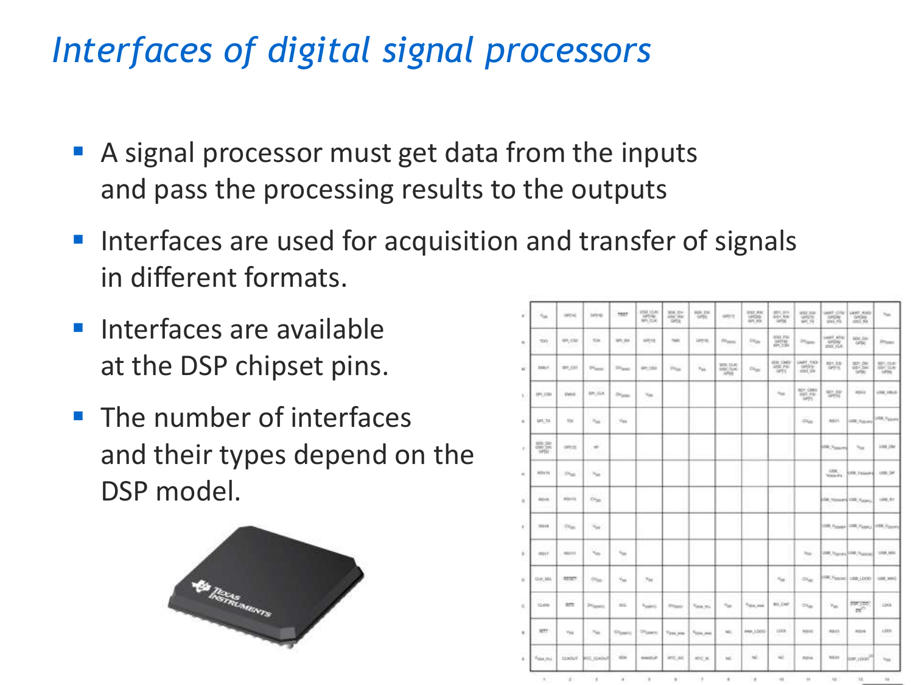# *Interfaces of digital signal processors*

- A signal processor must get data from the inputs and pass the processing results to the outputs
- Interfaces are used for acquisition and transfer of signals in different formats.
- Interfaces are available at the DSP chipset pins.
- The number of interfaces and their types depend on the DSP model.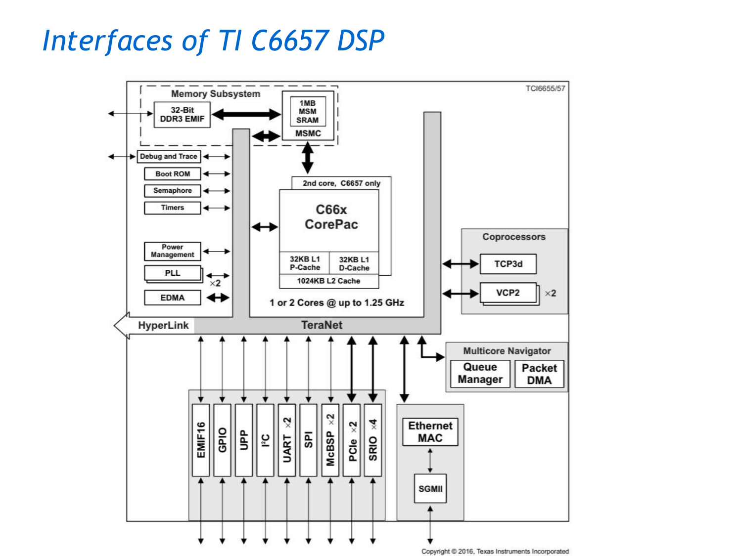# Interfaces of TI C6657 DSP

TCI6655/57

Memory Subsystem
- 32-Bit DDR3 EMIF
- 1MB MSM SRAM
- MSMC

- Debug and Trace
- Boot ROM
- Semaphore
- Timers
- Power Management
- PLL ×2
- EDMA

2nd core, C6657 only

C66x CorePac
- 32KB L1 P-Cache
- 32KB L1 D-Cache
- 1024KB L2 Cache

1 or 2 Cores @ up to 1.25 GHz

Coprocessors
- TCP3d
- VCP2 ×2

HyperLink

TeraNet

Multicore Navigator
- Queue Manager
- Packet DMA

- EMIF16
- GPIO
- UPP
- I²C
- UART ×2
- SPI
- McBSP ×2
- PCIe ×2
- SRIO ×4

- Ethernet MAC
- SGMII

Copyright © 2016, Texas Instruments Incorporated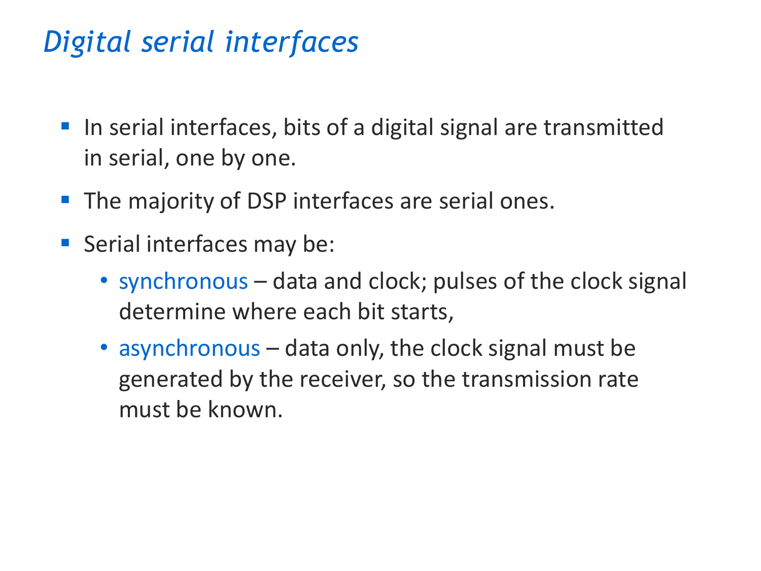# *Digital serial interfaces*

- In serial interfaces, bits of a digital signal are transmitted in serial, one by one.
- The majority of DSP interfaces are serial ones.
- Serial interfaces may be:
  - synchronous – data and clock; pulses of the clock signal determine where each bit starts,
  - asynchronous – data only, the clock signal must be generated by the receiver, so the transmission rate must be known.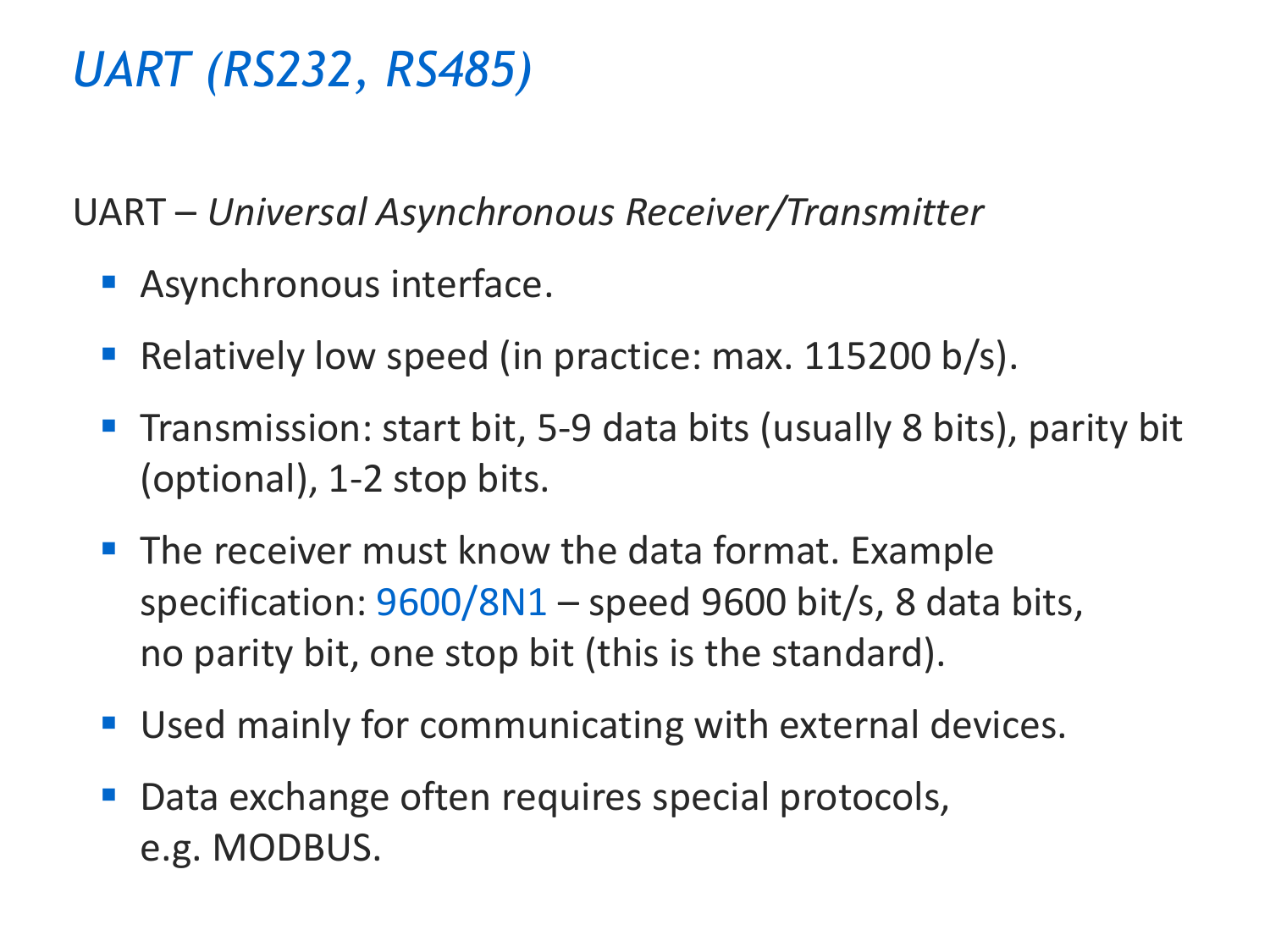# *UART (RS232, RS485)*

UART – *Universal Asynchronous Receiver/Transmitter*

- Asynchronous interface.
- Relatively low speed (in practice: max. 115200 b/s).
- Transmission: start bit, 5-9 data bits (usually 8 bits), parity bit (optional), 1-2 stop bits.
- The receiver must know the data format. Example specification: 9600/8N1 – speed 9600 bit/s, 8 data bits, no parity bit, one stop bit (this is the standard).
- Used mainly for communicating with external devices.
- Data exchange often requires special protocols, e.g. MODBUS.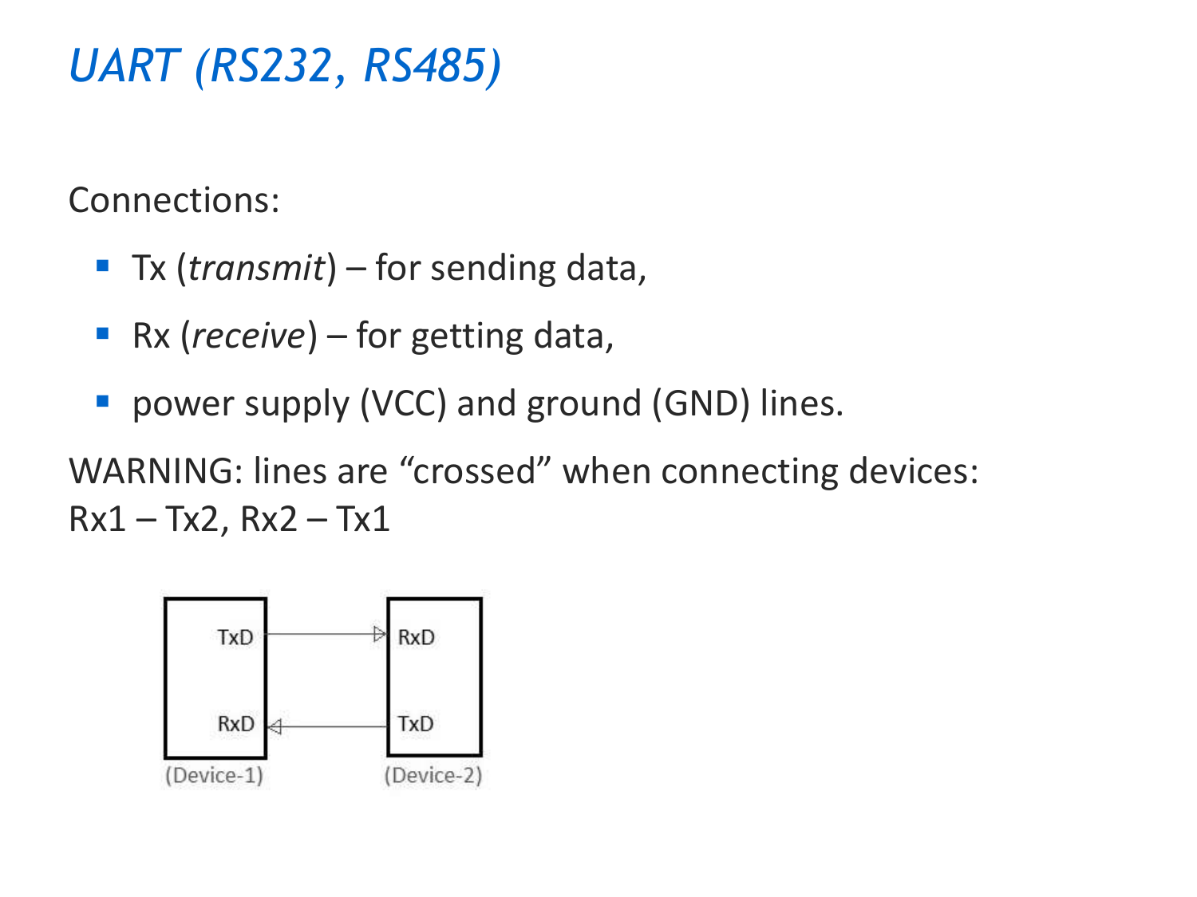# *UART (RS232, RS485)*

Connections:

- Tx (*transmit*) – for sending data,
- Rx (*receive*) – for getting data,
- power supply (VCC) and ground (GND) lines.

WARNING: lines are "crossed" when connecting devices:
Rx1 – Tx2, Rx2 – Tx1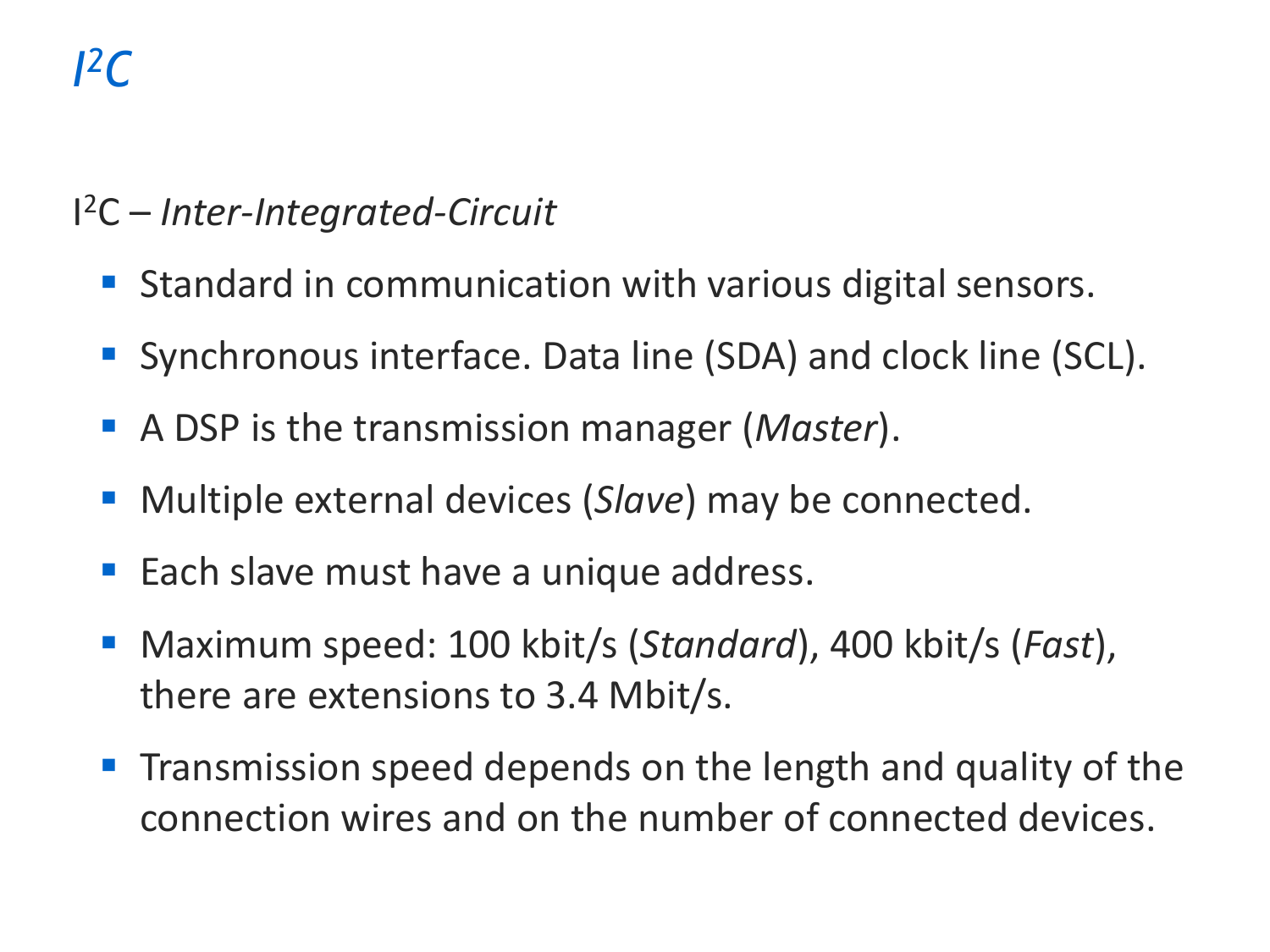# *I²C*

I²C – *Inter-Integrated-Circuit*

- Standard in communication with various digital sensors.
- Synchronous interface. Data line (SDA) and clock line (SCL).
- A DSP is the transmission manager (*Master*).
- Multiple external devices (*Slave*) may be connected.
- Each slave must have a unique address.
- Maximum speed: 100 kbit/s (*Standard*), 400 kbit/s (*Fast*), there are extensions to 3.4 Mbit/s.
- Transmission speed depends on the length and quality of the connection wires and on the number of connected devices.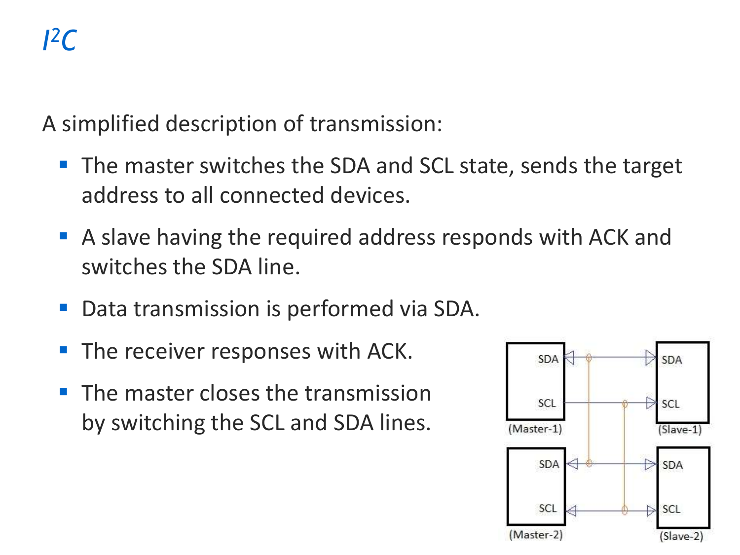# $I^2C$

A simplified description of transmission:

- The master switches the SDA and SCL state, sends the target address to all connected devices.
- A slave having the required address responds with ACK and switches the SDA line.
- Data transmission is performed via SDA.
- The receiver responses with ACK.
- The master closes the transmission by switching the SCL and SDA lines.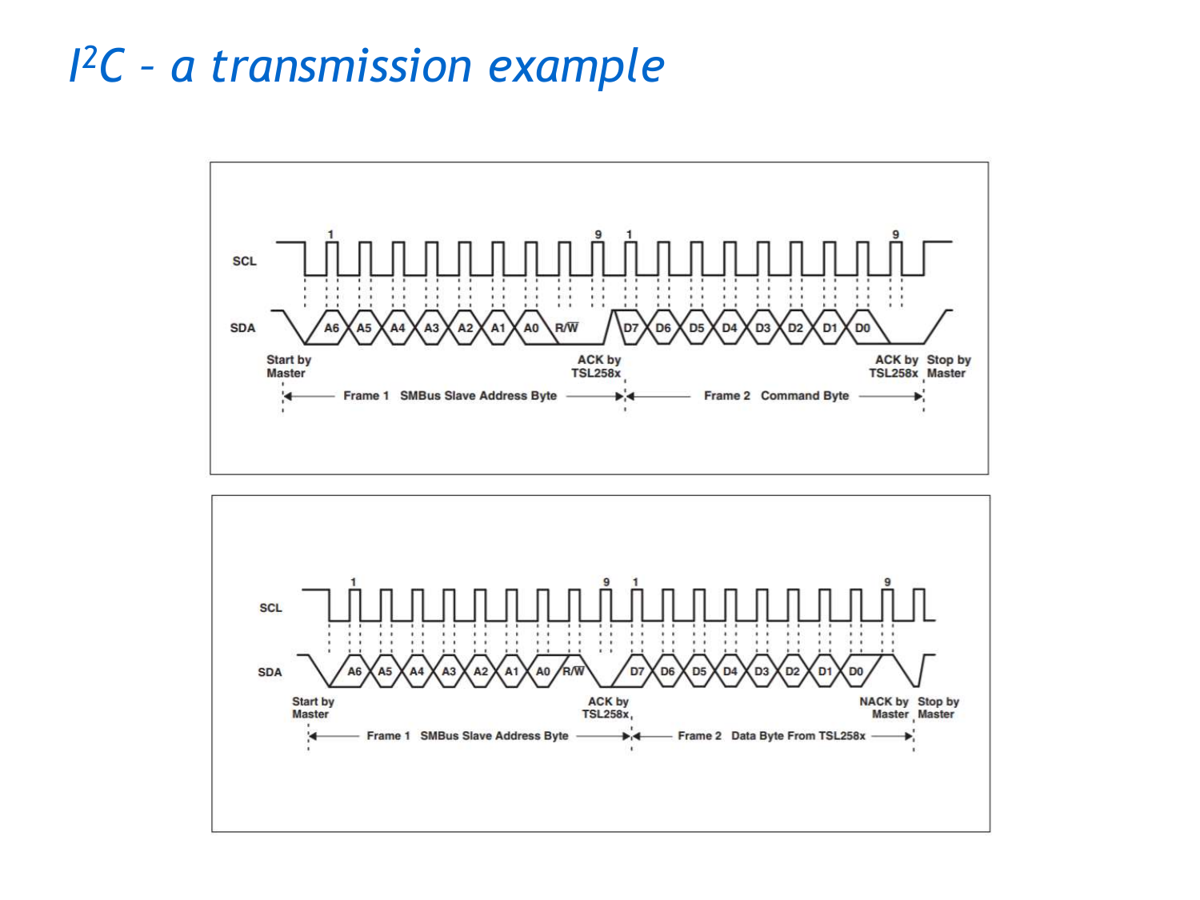# $I^2C$ – a transmission example

SCL

SDA

1 9 1 9

A6 A5 A4 A3 A2 A1 A0 R/W̄ D7 D6 D5 D4 D3 D2 D1 D0

Start by Master

ACK by TSL258x

ACK by TSL258x

Stop by Master

Frame 1 SMBus Slave Address Byte

Frame 2 Command Byte

SCL

SDA

1 9 1 9

A6 A5 A4 A3 A2 A1 A0 R/W̄ D7 D6 D5 D4 D3 D2 D1 D0

Start by Master

ACK by TSL258x

NACK by Master

Stop by Master

Frame 1 SMBus Slave Address Byte

Frame 2 Data Byte From TSL258x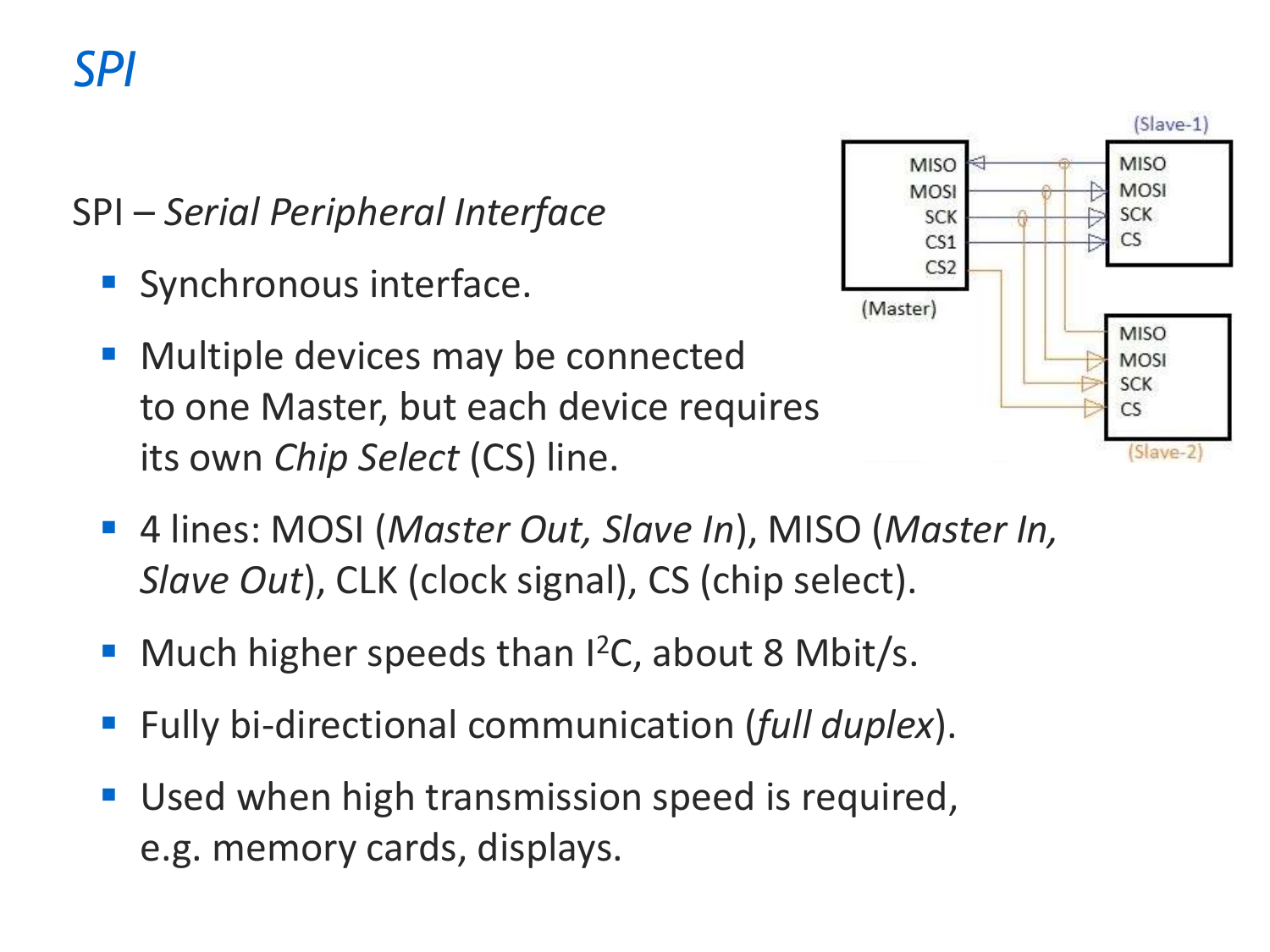# *SPI*

SPI – *Serial Peripheral Interface*

- Synchronous interface.
- Multiple devices may be connected to one Master, but each device requires its own *Chip Select* (CS) line.
- 4 lines: MOSI (*Master Out, Slave In*), MISO (*Master In, Slave Out*), CLK (clock signal), CS (chip select).
- Much higher speeds than $I^2C$, about 8 Mbit/s.
- Fully bi-directional communication (*full duplex*).
- Used when high transmission speed is required, e.g. memory cards, displays.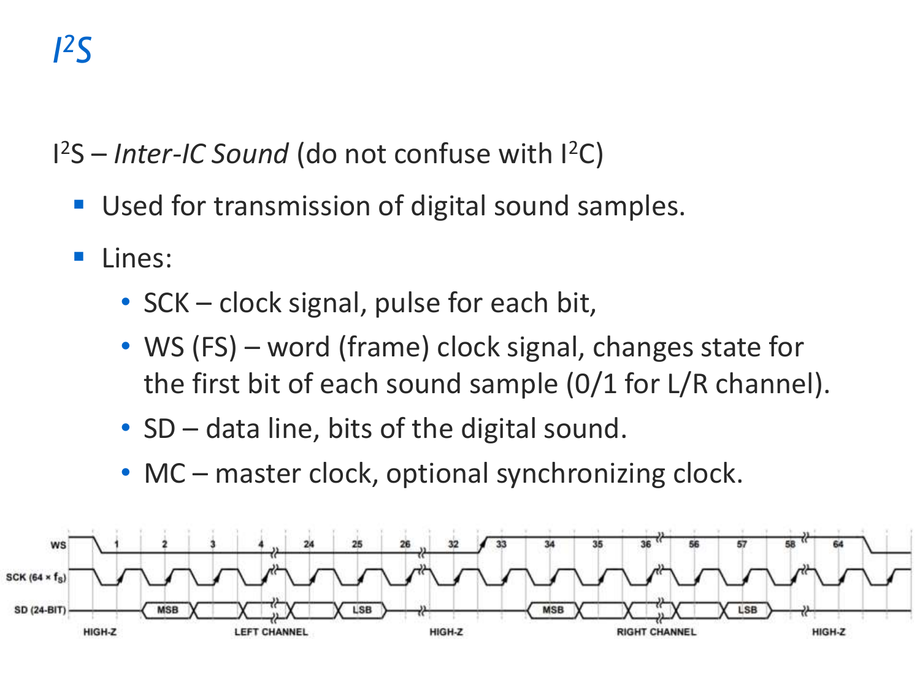# $I^2S$

$I^2S$ – *Inter-IC Sound* (do not confuse with $I^2C$)

- Used for transmission of digital sound samples.
- Lines:
  - SCK – clock signal, pulse for each bit,
  - WS (FS) – word (frame) clock signal, changes state for the first bit of each sound sample (0/1 for L/R channel).
  - SD – data line, bits of the digital sound.
  - MC – master clock, optional synchronizing clock.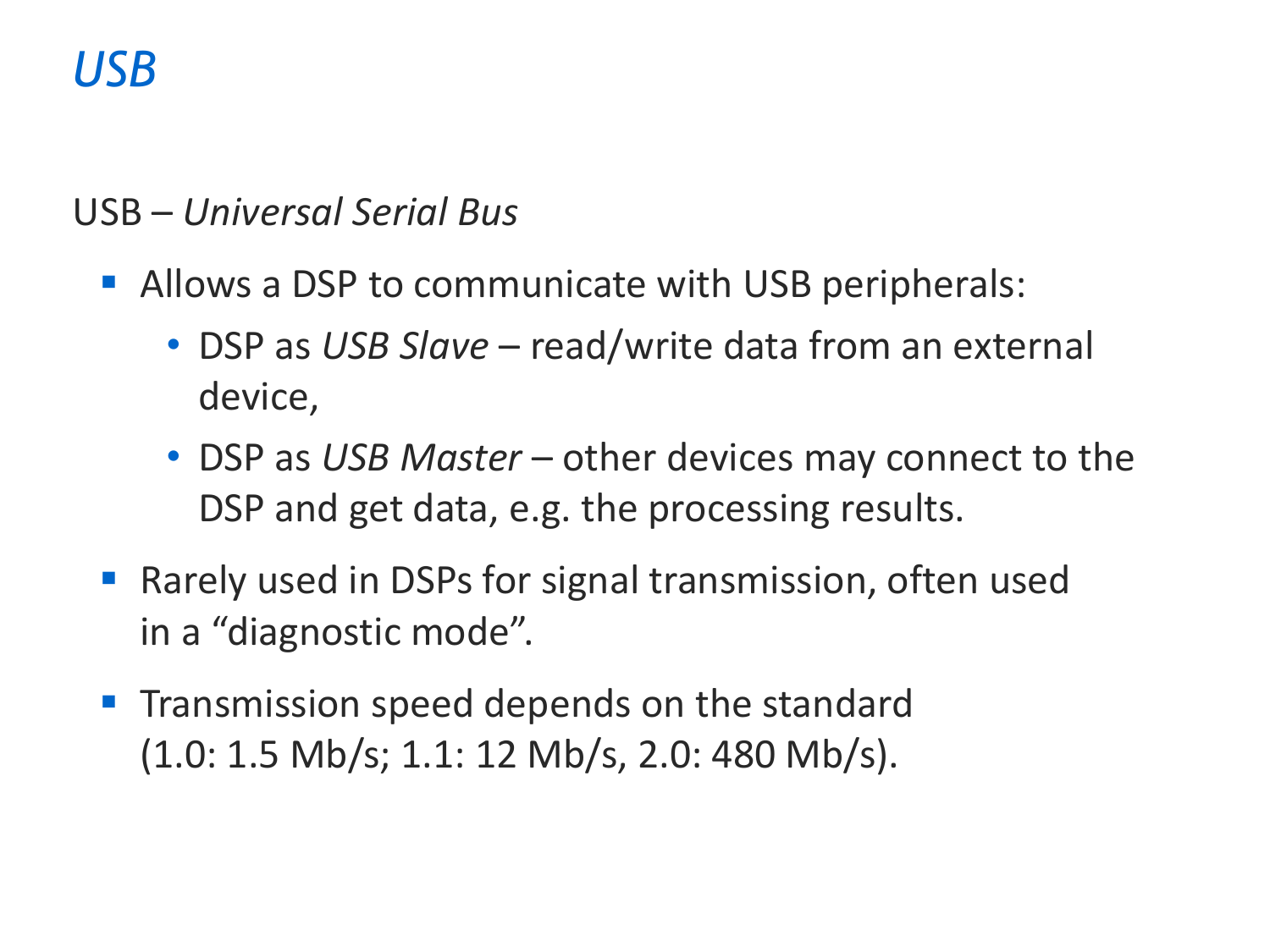# *USB*

USB – *Universal Serial Bus*

- Allows a DSP to communicate with USB peripherals:
  - DSP as *USB Slave* – read/write data from an external device,
  - DSP as *USB Master* – other devices may connect to the DSP and get data, e.g. the processing results.
- Rarely used in DSPs for signal transmission, often used in a “diagnostic mode”.
- Transmission speed depends on the standard (1.0: 1.5 Mb/s; 1.1: 12 Mb/s, 2.0: 480 Mb/s).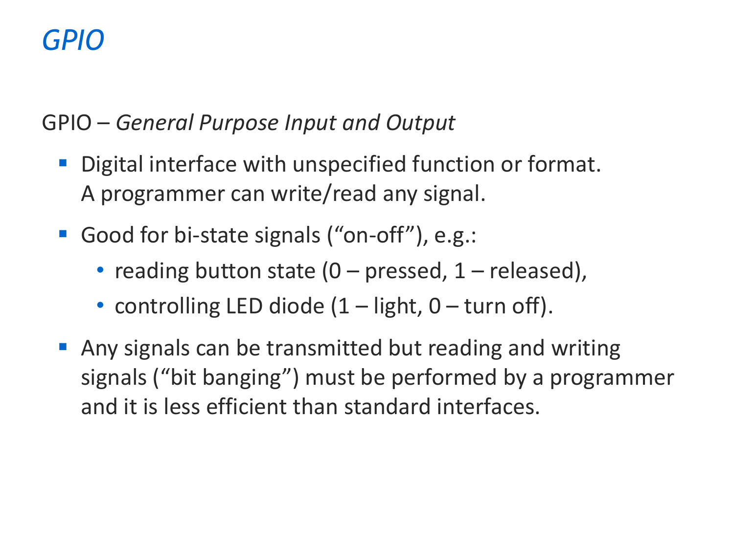# *GPIO*

GPIO – *General Purpose Input and Output*

- Digital interface with unspecified function or format.
  A programmer can write/read any signal.
- Good for bi-state signals ("on-off"), e.g.:
  - reading button state (0 – pressed, 1 – released),
  - controlling LED diode (1 – light, 0 – turn off).
- Any signals can be transmitted but reading and writing signals ("bit banging") must be performed by a programmer and it is less efficient than standard interfaces.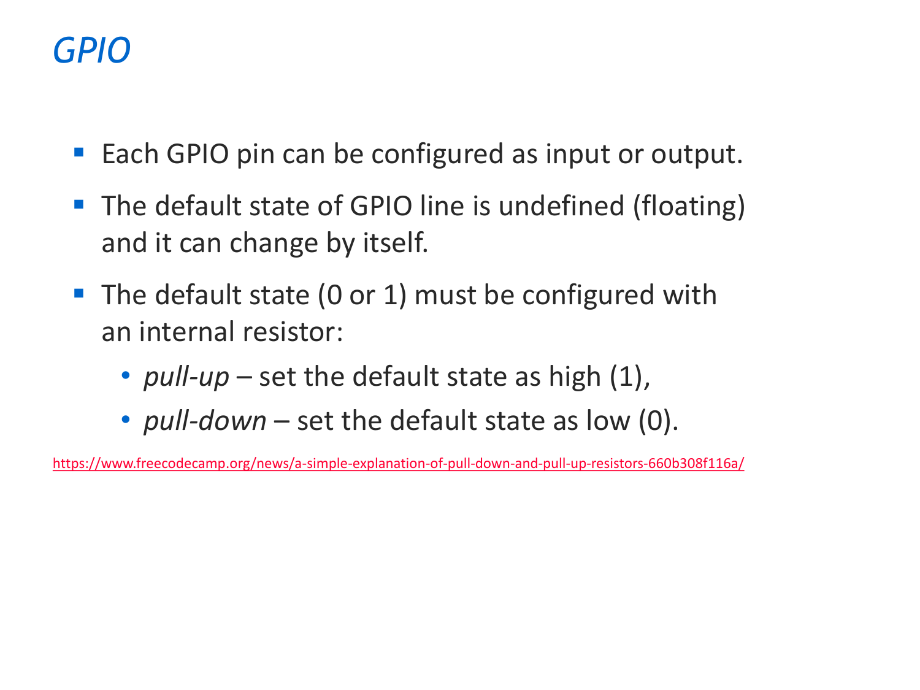# *GPIO*

- Each GPIO pin can be configured as input or output.
- The default state of GPIO line is undefined (floating) and it can change by itself.
- The default state (0 or 1) must be configured with an internal resistor:
  - *pull-up* – set the default state as high (1),
  - *pull-down* – set the default state as low (0).

https://www.freecodecamp.org/news/a-simple-explanation-of-pull-down-and-pull-up-resistors-660b308f116a/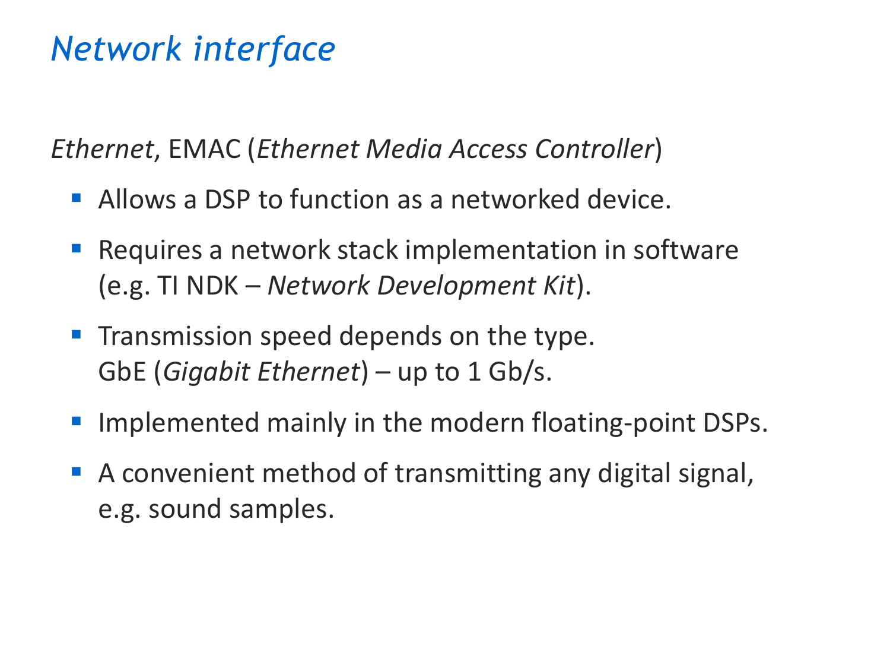# *Network interface*

*Ethernet*, EMAC (*Ethernet Media Access Controller*)

- Allows a DSP to function as a networked device.
- Requires a network stack implementation in software (e.g. TI NDK – *Network Development Kit*).
- Transmission speed depends on the type.
  GbE (*Gigabit Ethernet*) – up to 1 Gb/s.
- Implemented mainly in the modern floating-point DSPs.
- A convenient method of transmitting any digital signal, e.g. sound samples.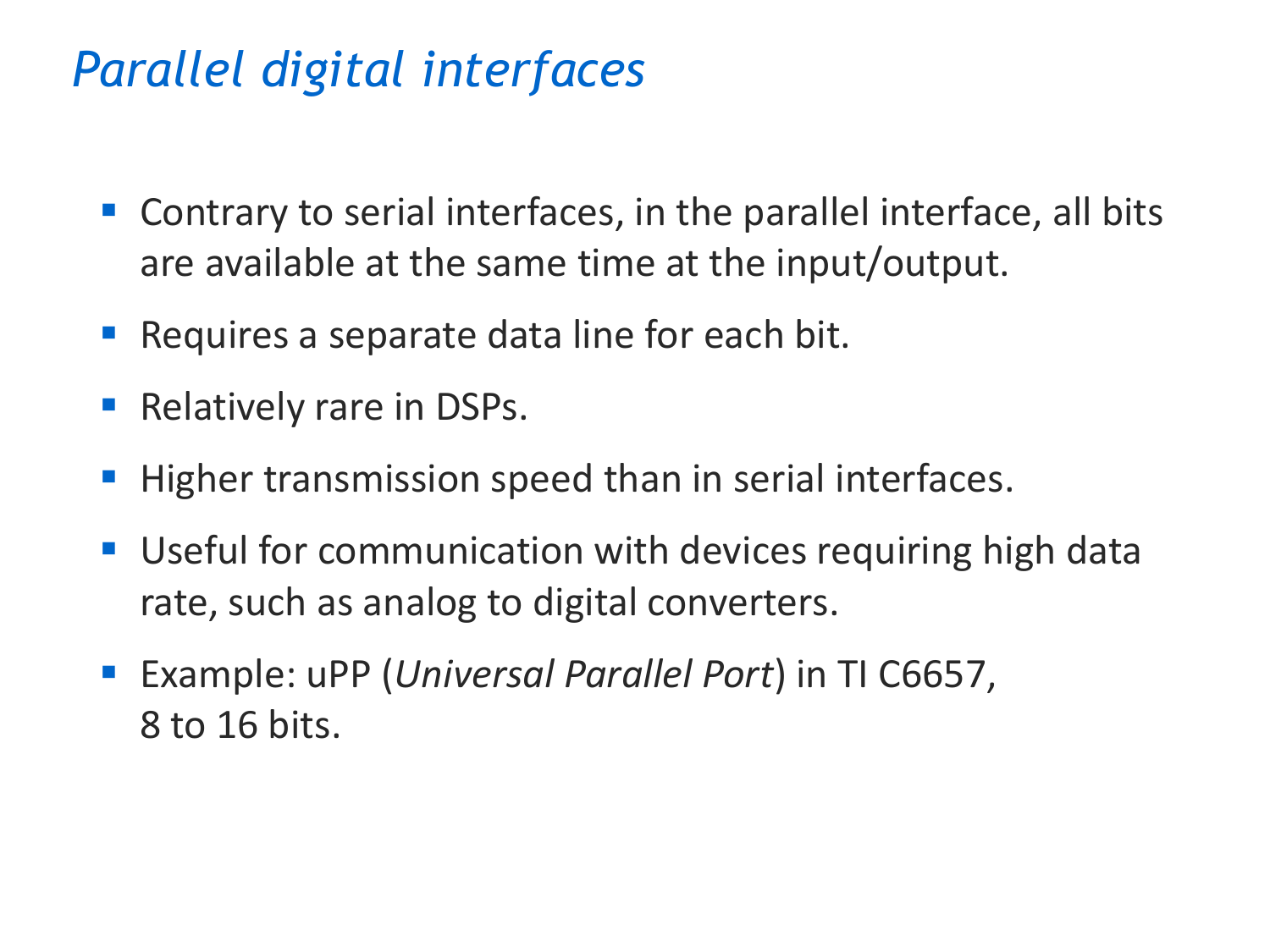# *Parallel digital interfaces*

- Contrary to serial interfaces, in the parallel interface, all bits are available at the same time at the input/output.
- Requires a separate data line for each bit.
- Relatively rare in DSPs.
- Higher transmission speed than in serial interfaces.
- Useful for communication with devices requiring high data rate, such as analog to digital converters.
- Example: uPP (*Universal Parallel Port*) in TI C6657, 8 to 16 bits.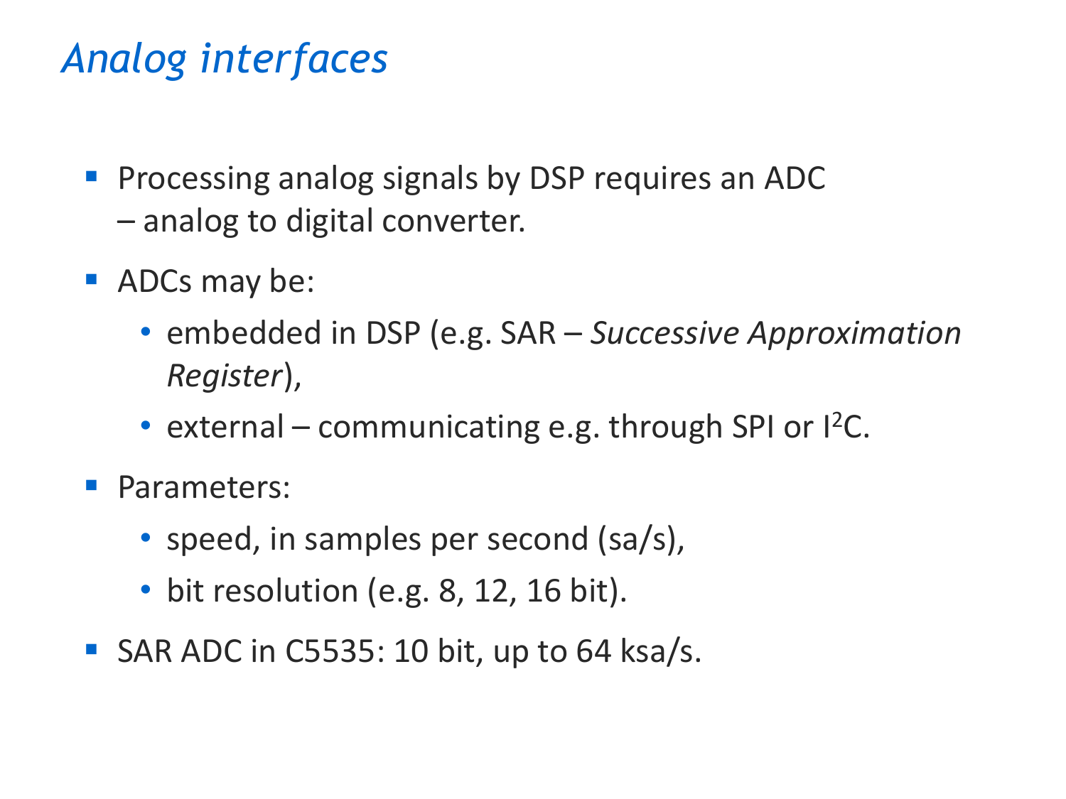# *Analog interfaces*

- Processing analog signals by DSP requires an ADC – analog to digital converter.
- ADCs may be:
  - embedded in DSP (e.g. SAR – *Successive Approximation Register*),
  - external – communicating e.g. through SPI or I$^2$C.
- Parameters:
  - speed, in samples per second (sa/s),
  - bit resolution (e.g. 8, 12, 16 bit).
- SAR ADC in C5535: 10 bit, up to 64 ksa/s.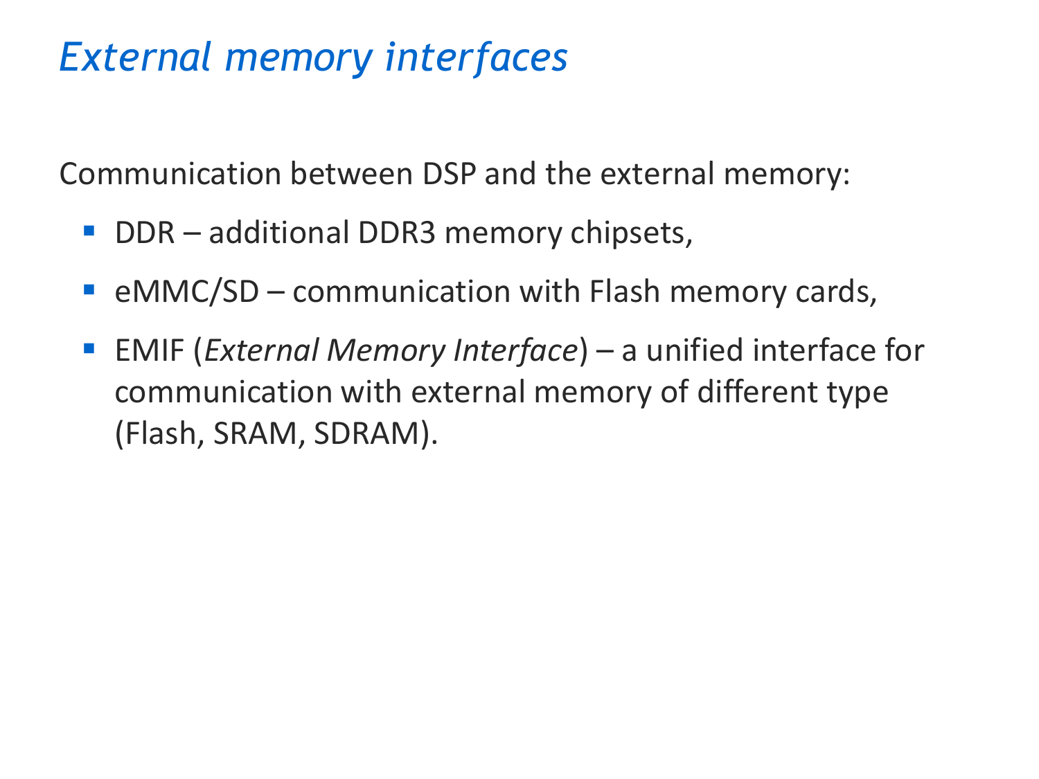# *External memory interfaces*

Communication between DSP and the external memory:

- DDR – additional DDR3 memory chipsets,
- eMMC/SD – communication with Flash memory cards,
- EMIF (*External Memory Interface*) – a unified interface for communication with external memory of different type (Flash, SRAM, SDRAM).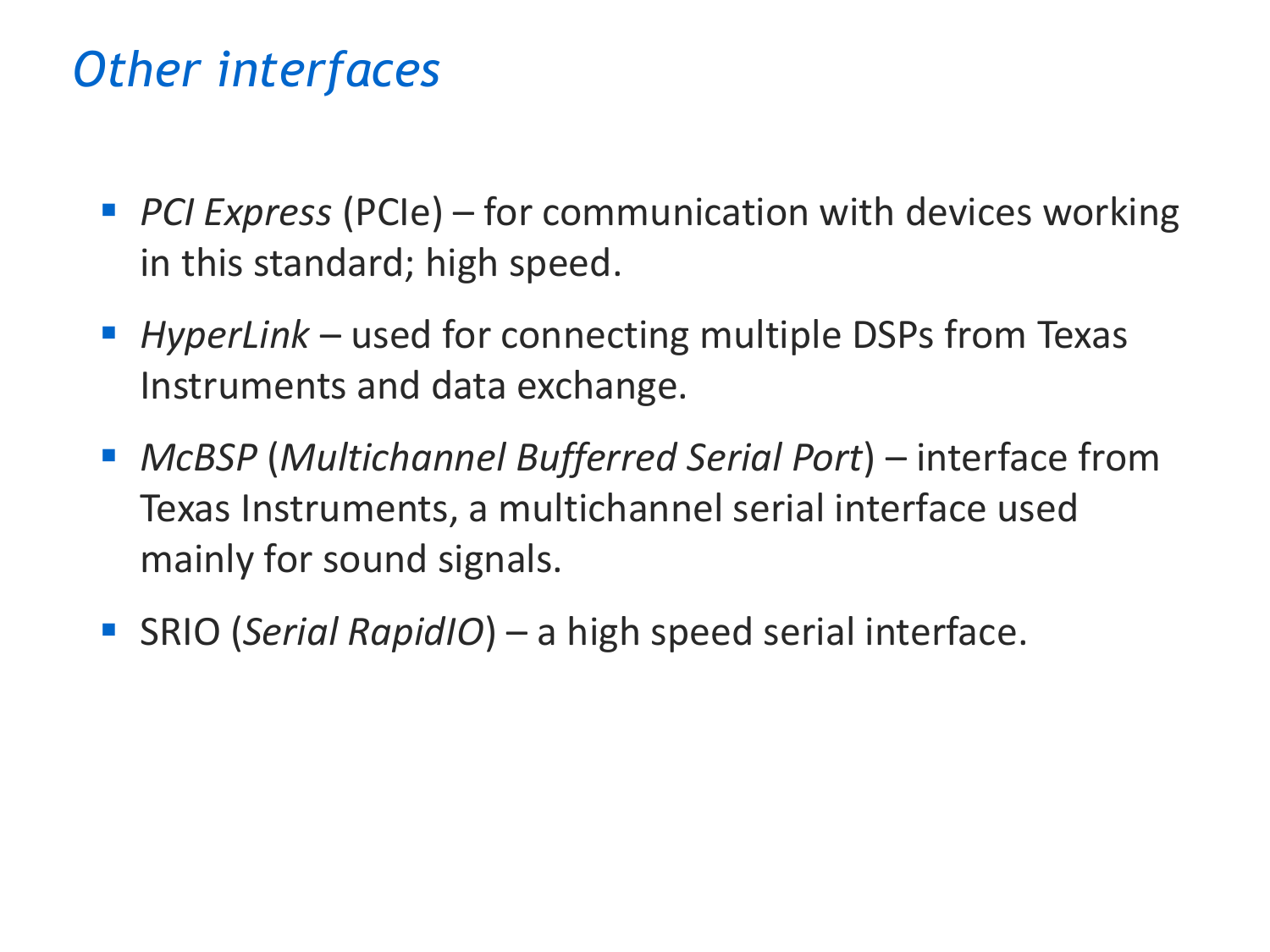# *Other interfaces*

- *PCI Express* (PCIe) – for communication with devices working in this standard; high speed.
- *HyperLink* – used for connecting multiple DSPs from Texas Instruments and data exchange.
- *McBSP* (*Multichannel Bufferred Serial Port*) – interface from Texas Instruments, a multichannel serial interface used mainly for sound signals.
- SRIO (*Serial RapidIO*) – a high speed serial interface.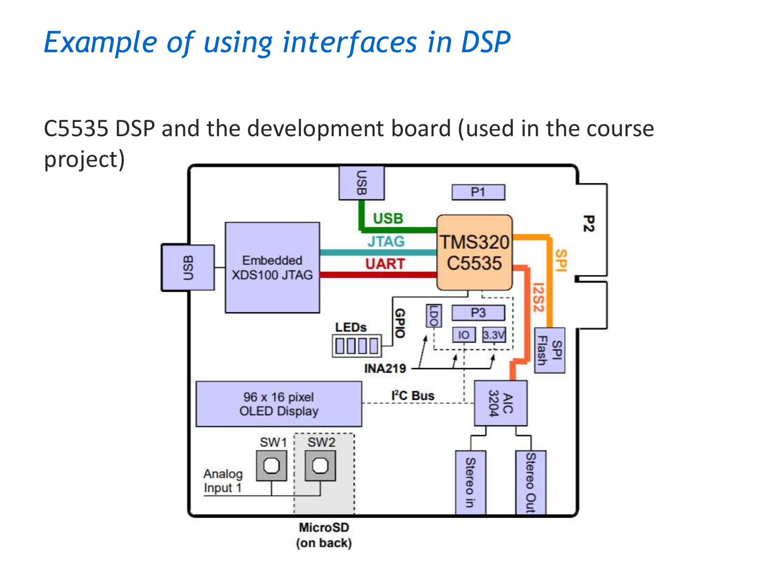# *Example of using interfaces in DSP*

C5535 DSP and the development board (used in the course project)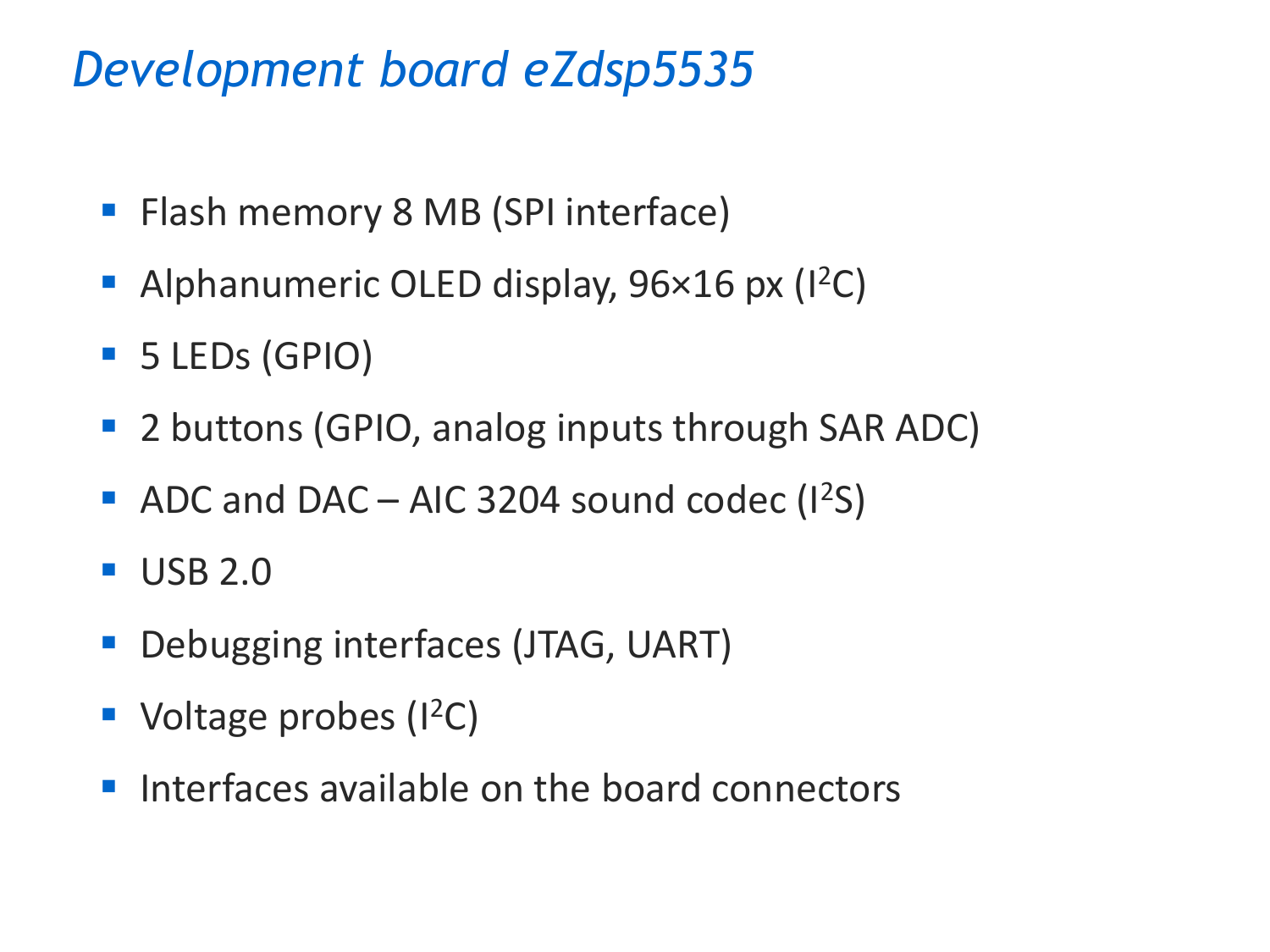# *Development board eZdsp5535*

- Flash memory 8 MB (SPI interface)
- Alphanumeric OLED display, 96×16 px ($I^2C$)
- 5 LEDs (GPIO)
- 2 buttons (GPIO, analog inputs through SAR ADC)
- ADC and DAC – AIC 3204 sound codec ($I^2S$)
- USB 2.0
- Debugging interfaces (JTAG, UART)
- Voltage probes ($I^2C$)
- Interfaces available on the board connectors